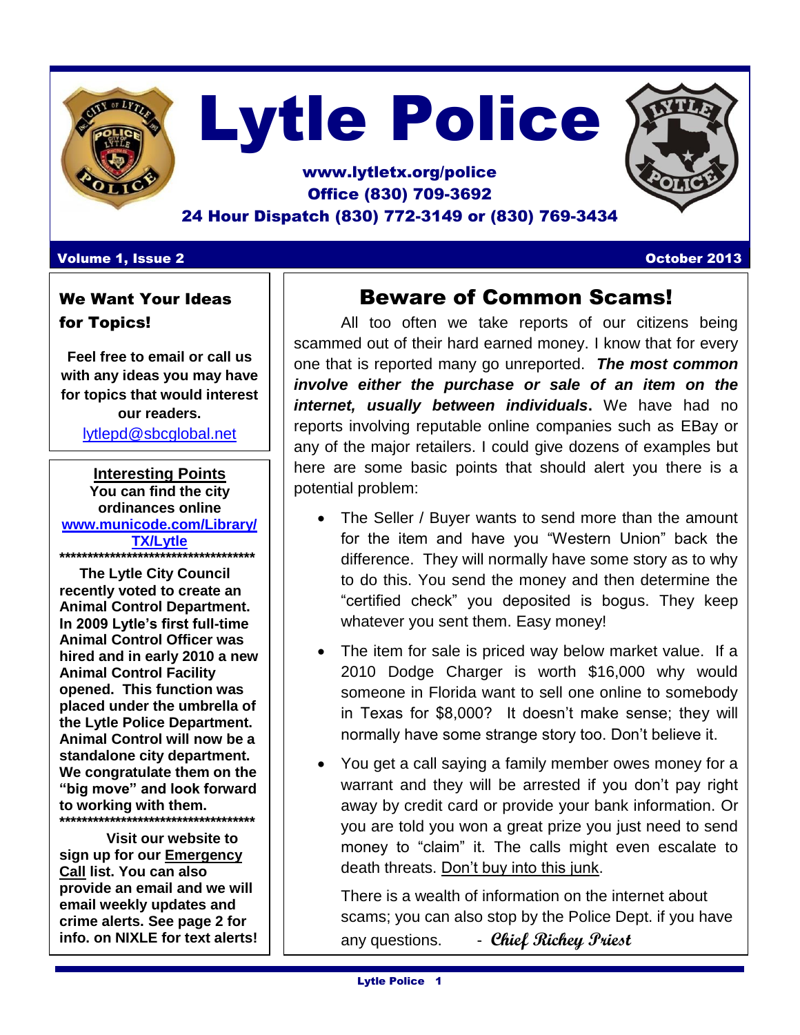# Lytle Police

**www.lytletx.org/police**
**Office (830) 709-3692**
**24 Hour Dispatch (830) 772-3149 or (830) 769-3434**

**Volume 1, Issue 2** **October 2013**

## Beware of Common Scams!

All too often we take reports of our citizens being scammed out of their hard earned money. I know that for every one that is reported many go unreported. ***The most common involve either the purchase or sale of an item on the internet, usually between individuals*.** We have had no reports involving reputable online companies such as EBay or any of the major retailers. I could give dozens of examples but here are some basic points that should alert you there is a potential problem:

- The Seller / Buyer wants to send more than the amount for the item and have you "Western Union" back the difference. They will normally have some story as to why to do this. You send the money and then determine the "certified check" you deposited is bogus. They keep whatever you sent them. Easy money!
- The item for sale is priced way below market value. If a 2010 Dodge Charger is worth $16,000 why would someone in Florida want to sell one online to somebody in Texas for $8,000? It doesn't make sense; they will normally have some strange story too. Don't believe it.
- You get a call saying a family member owes money for a warrant and they will be arrested if you don't pay right away by credit card or provide your bank information. Or you are told you won a great prize you just need to send money to "claim" it. The calls might even escalate to death threats. Don't buy into this junk.

There is a wealth of information on the internet about scams; you can also stop by the Police Dept. if you have any questions. - ***Chief Richey Priest***

### We Want Your Ideas for Topics!

**Feel free to email or call us with any ideas you may have for topics that would interest our readers.**

lytlepd@sbcglobal.net

### Interesting Points

**You can find the city ordinances online** **www.municode.com/Library/TX/Lytle**

*************************************

**The Lytle City Council recently voted to create an Animal Control Department. In 2009 Lytle's first full-time Animal Control Officer was hired and in early 2010 a new Animal Control Facility opened. This function was placed under the umbrella of the Lytle Police Department. Animal Control will now be a standalone city department. We congratulate them on the "big move" and look forward to working with them.**

*************************************

**Visit our website to sign up for our Emergency Call list. You can also provide an email and we will email weekly updates and crime alerts. See page 2 for info. on NIXLE for text alerts!**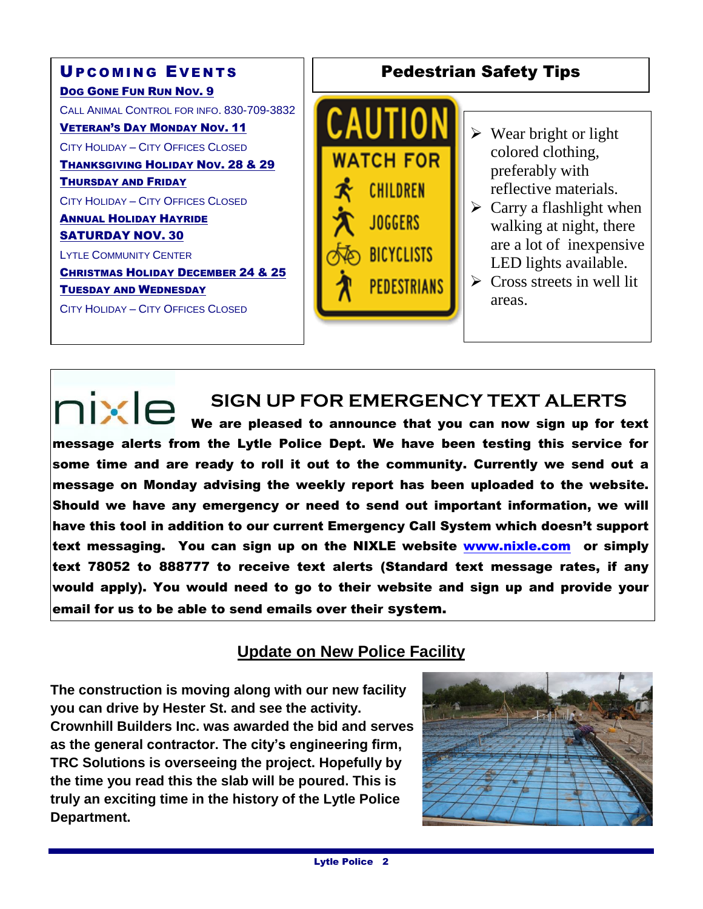## Upcoming Events

**Dog Gone Fun Run Nov. 9**

Call Animal Control for info. 830-709-3832

**Veteran's Day Monday Nov. 11**

City Holiday – City Offices Closed

**Thanksgiving Holiday Nov. 28 & 29**
**Thursday and Friday**

City Holiday – City Offices Closed

**Annual Holiday Hayride**
**SATURDAY NOV. 30**

Lytle Community Center

**Christmas Holiday December 24 & 25**
**Tuesday and Wednesday**

City Holiday – City Offices Closed

## Pedestrian Safety Tips

CAUTION
WATCH FOR
CHILDREN
JOGGERS
BICYCLISTS
PEDESTRIANS

- Wear bright or light colored clothing, preferably with reflective materials.
- Carry a flashlight when walking at night, there are a lot of inexpensive LED lights available.
- Cross streets in well lit areas.

nixle

## SIGN UP FOR EMERGENCY TEXT ALERTS

**We are pleased to announce that you can now sign up for text message alerts from the Lytle Police Dept. We have been testing this service for some time and are ready to roll it out to the community. Currently we send out a message on Monday advising the weekly report has been uploaded to the website. Should we have any emergency or need to send out important information, we will have this tool in addition to our current Emergency Call System which doesn't support text messaging. You can sign up on the NIXLE website www.nixle.com or simply text 78052 to 888777 to receive text alerts (Standard text message rates, if any would apply). You would need to go to their website and sign up and provide your email for us to be able to send emails over their system.**

## Update on New Police Facility

**The construction is moving along with our new facility you can drive by Hester St. and see the activity. Crownhill Builders Inc. was awarded the bid and serves as the general contractor. The city's engineering firm, TRC Solutions is overseeing the project. Hopefully by the time you read this the slab will be poured. This is truly an exciting time in the history of the Lytle Police Department.**